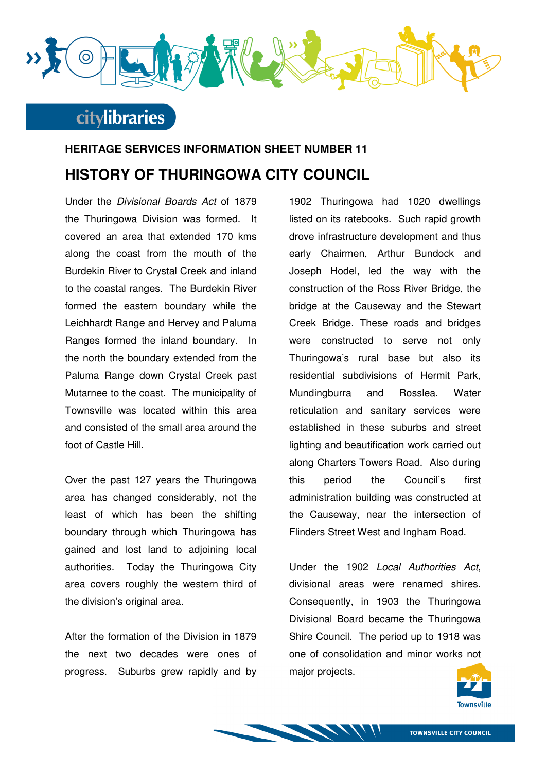## HERITAGE SERVICES INFORMATION SHEET NUMBER 11

# HISTORY OF THURINGOWA CITY COUNCIL

Under the *Divisional Boards Act* of 1879 the Thuringowa Division was formed. It covered an area that extended 170 kms along the coast from the mouth of the Burdekin River to Crystal Creek and inland to the coastal ranges. The Burdekin River formed the eastern boundary while the Leichhardt Range and Hervey and Paluma Ranges formed the inland boundary. In the north the boundary extended from the Paluma Range down Crystal Creek past Mutarnee to the coast. The municipality of Townsville was located within this area and consisted of the small area around the foot of Castle Hill.

Over the past 127 years the Thuringowa area has changed considerably, not the least of which has been the shifting boundary through which Thuringowa has gained and lost land to adjoining local authorities. Today the Thuringowa City area covers roughly the western third of the division's original area.

After the formation of the Division in 1879 the next two decades were ones of progress. Suburbs grew rapidly and by 1902 Thuringowa had 1020 dwellings listed on its ratebooks. Such rapid growth drove infrastructure development and thus early Chairmen, Arthur Bundock and Joseph Hodel, led the way with the construction of the Ross River Bridge, the bridge at the Causeway and the Stewart Creek Bridge. These roads and bridges were constructed to serve not only Thuringowa's rural base but also its residential subdivisions of Hermit Park, Mundingburra and Rosslea. Water reticulation and sanitary services were established in these suburbs and street lighting and beautification work carried out along Charters Towers Road. Also during this period the Council's first administration building was constructed at the Causeway, near the intersection of Flinders Street West and Ingham Road.

Under the 1902 *Local Authorities Act*, divisional areas were renamed shires. Consequently, in 1903 the Thuringowa Divisional Board became the Thuringowa Shire Council. The period up to 1918 was one of consolidation and minor works not major projects.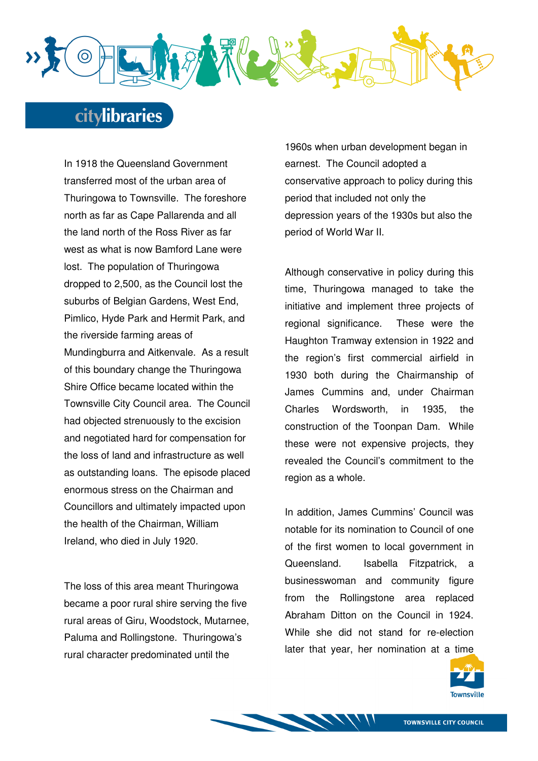In 1918 the Queensland Government transferred most of the urban area of Thuringowa to Townsville. The foreshore north as far as Cape Pallarenda and all the land north of the Ross River as far west as what is now Bamford Lane were lost. The population of Thuringowa dropped to 2,500, as the Council lost the suburbs of Belgian Gardens, West End, Pimlico, Hyde Park and Hermit Park, and the riverside farming areas of Mundingburra and Aitkenvale. As a result of this boundary change the Thuringowa Shire Office became located within the Townsville City Council area. The Council had objected strenuously to the excision and negotiated hard for compensation for the loss of land and infrastructure as well as outstanding loans. The episode placed enormous stress on the Chairman and Councillors and ultimately impacted upon the health of the Chairman, William Ireland, who died in July 1920.

The loss of this area meant Thuringowa became a poor rural shire serving the five rural areas of Giru, Woodstock, Mutarnee, Paluma and Rollingstone. Thuringowa's rural character predominated until the 1960s when urban development began in earnest. The Council adopted a conservative approach to policy during this period that included not only the depression years of the 1930s but also the period of World War II.

Although conservative in policy during this time, Thuringowa managed to take the initiative and implement three projects of regional significance. These were the Haughton Tramway extension in 1922 and the region's first commercial airfield in 1930 both during the Chairmanship of James Cummins and, under Chairman Charles Wordsworth, in 1935, the construction of the Toonpan Dam. While these were not expensive projects, they revealed the Council's commitment to the region as a whole.

In addition, James Cummins' Council was notable for its nomination to Council of one of the first women to local government in Queensland. Isabella Fitzpatrick, a businesswoman and community figure from the Rollingstone area replaced Abraham Ditton on the Council in 1924. While she did not stand for re-election later that year, her nomination at a time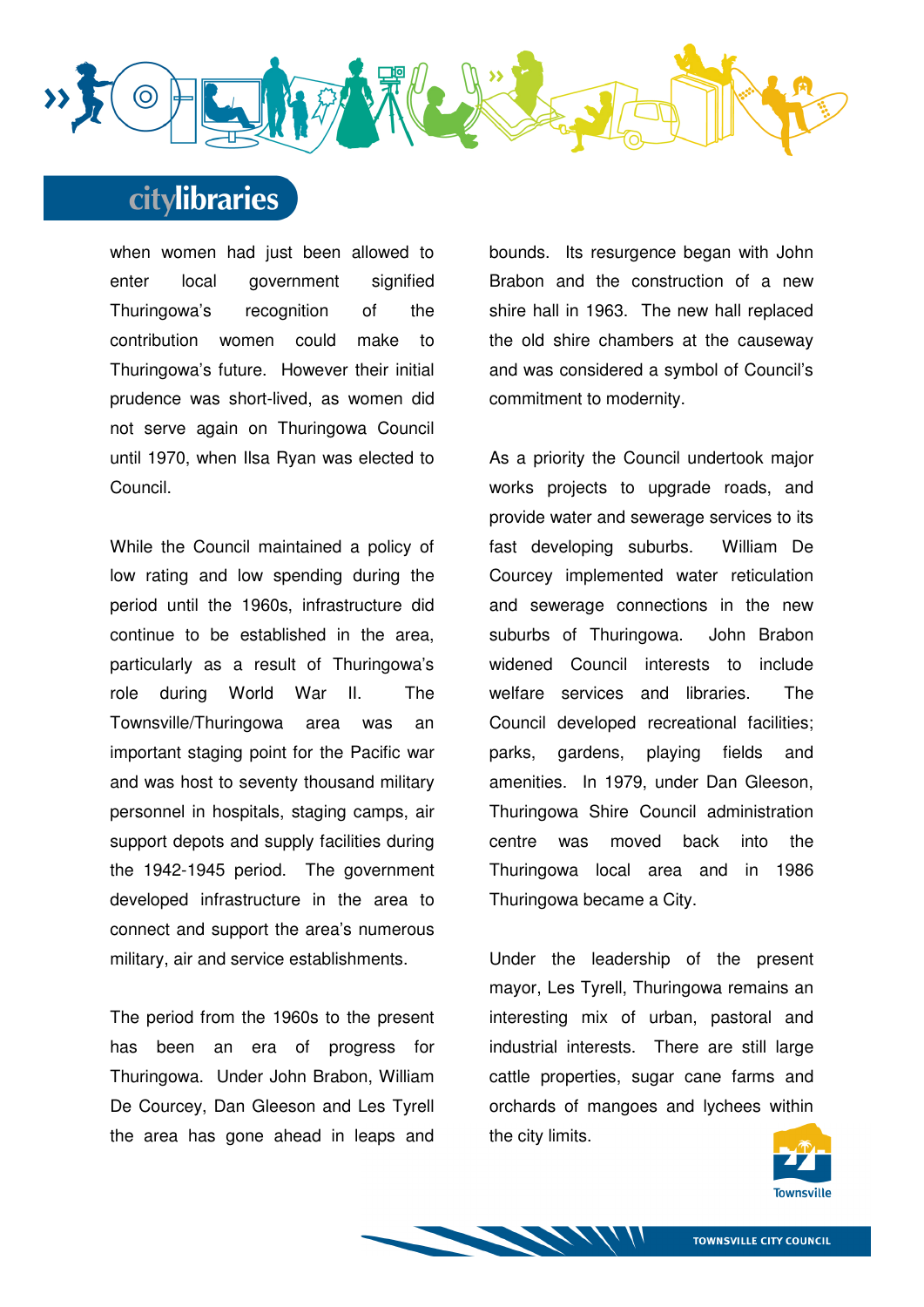when women had just been allowed to enter local government signified Thuringowa's recognition of the contribution women could make to Thuringowa's future. However their initial prudence was short-lived, as women did not serve again on Thuringowa Council until 1970, when Ilsa Ryan was elected to Council.

While the Council maintained a policy of low rating and low spending during the period until the 1960s, infrastructure did continue to be established in the area, particularly as a result of Thuringowa's role during World War II. The Townsville/Thuringowa area was an important staging point for the Pacific war and was host to seventy thousand military personnel in hospitals, staging camps, air support depots and supply facilities during the 1942-1945 period. The government developed infrastructure in the area to connect and support the area's numerous military, air and service establishments.

The period from the 1960s to the present has been an era of progress for Thuringowa. Under John Brabon, William De Courcey, Dan Gleeson and Les Tyrell the area has gone ahead in leaps and bounds. Its resurgence began with John Brabon and the construction of a new shire hall in 1963. The new hall replaced the old shire chambers at the causeway and was considered a symbol of Council's commitment to modernity.

As a priority the Council undertook major works projects to upgrade roads, and provide water and sewerage services to its fast developing suburbs. William De Courcey implemented water reticulation and sewerage connections in the new suburbs of Thuringowa. John Brabon widened Council interests to include welfare services and libraries. The Council developed recreational facilities; parks, gardens, playing fields and amenities. In 1979, under Dan Gleeson, Thuringowa Shire Council administration centre was moved back into the Thuringowa local area and in 1986 Thuringowa became a City.

Under the leadership of the present mayor, Les Tyrell, Thuringowa remains an interesting mix of urban, pastoral and industrial interests. There are still large cattle properties, sugar cane farms and orchards of mangoes and lychees within the city limits.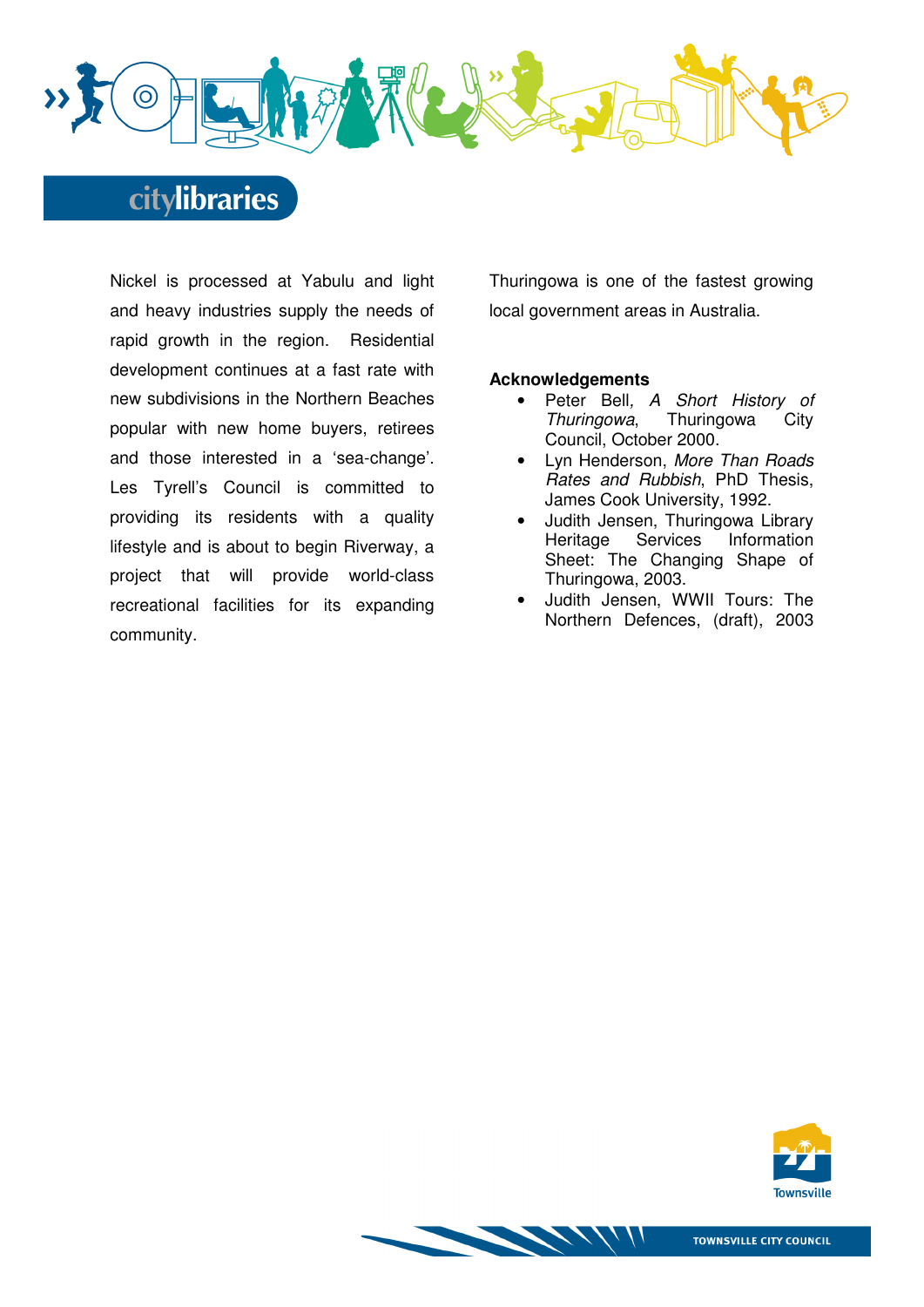Nickel is processed at Yabulu and light and heavy industries supply the needs of rapid growth in the region. Residential development continues at a fast rate with new subdivisions in the Northern Beaches popular with new home buyers, retirees and those interested in a 'sea-change'. Les Tyrell's Council is committed to providing its residents with a quality lifestyle and is about to begin Riverway, a project that will provide world-class recreational facilities for its expanding community.

Thuringowa is one of the fastest growing local government areas in Australia.

**Acknowledgements**

- Peter Bell, *A Short History of Thuringowa*, Thuringowa City Council, October 2000.
- Lyn Henderson, *More Than Roads Rates and Rubbish*, PhD Thesis, James Cook University, 1992.
- Judith Jensen, Thuringowa Library Heritage Services Information Sheet: The Changing Shape of Thuringowa, 2003.
- Judith Jensen, WWII Tours: The Northern Defences, (draft), 2003